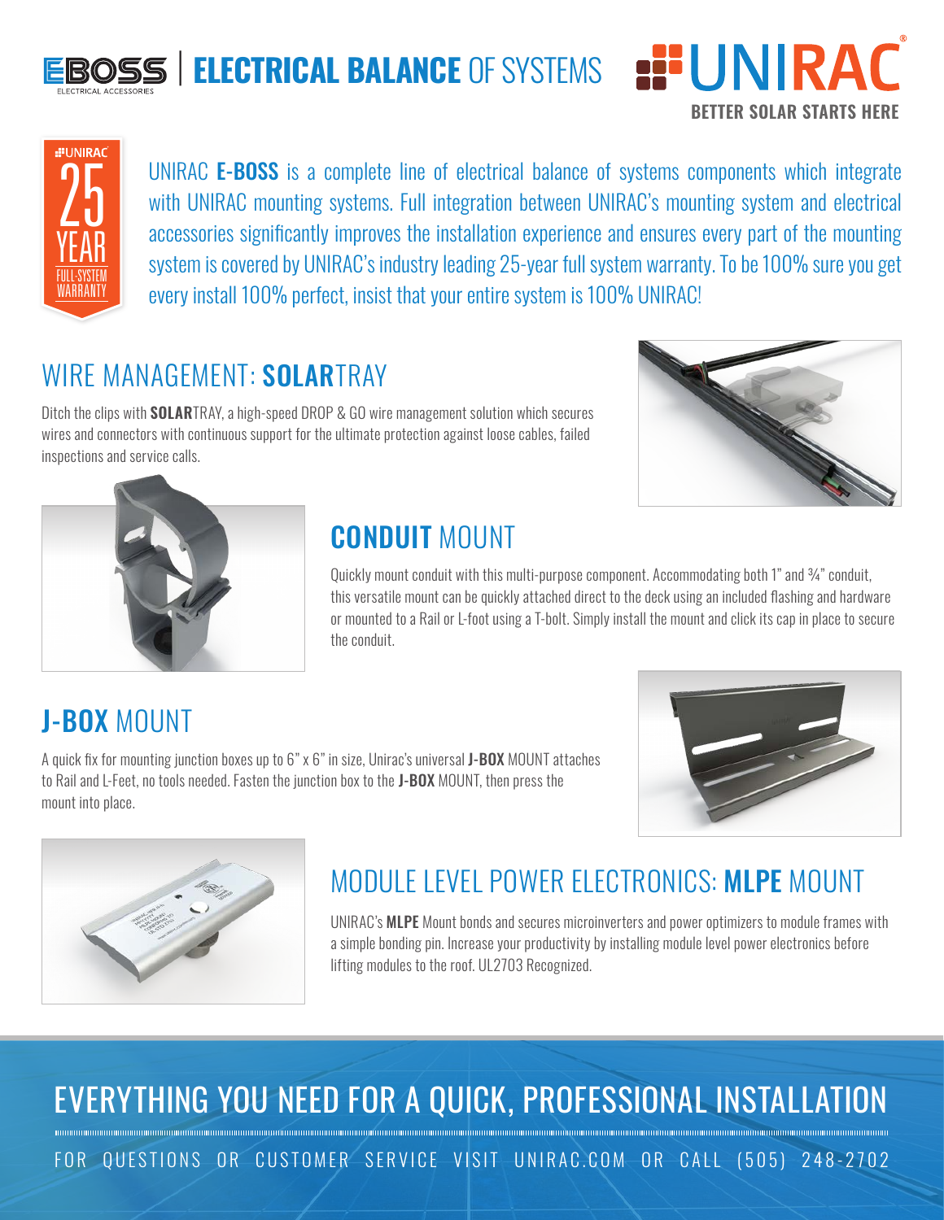# EBOSS | ELECTRICAL BALANCE OF SYSTEMS

UNIRAC
BETTER SOLAR STARTS HERE

UNIRAC 25 YEAR FULL-SYSTEM WARRANTY

UNIRAC **E-BOSS** is a complete line of electrical balance of systems components which integrate with UNIRAC mounting systems. Full integration between UNIRAC's mounting system and electrical accessories significantly improves the installation experience and ensures every part of the mounting system is covered by UNIRAC's industry leading 25-year full system warranty. To be 100% sure you get every install 100% perfect, insist that your entire system is 100% UNIRAC!

## WIRE MANAGEMENT: **SOLAR**TRAY

Ditch the clips with **SOLAR**TRAY, a high-speed DROP & GO wire management solution which secures wires and connectors with continuous support for the ultimate protection against loose cables, failed inspections and service calls.

## **CONDUIT** MOUNT

Quickly mount conduit with this multi-purpose component. Accommodating both 1" and ¾" conduit, this versatile mount can be quickly attached direct to the deck using an included flashing and hardware or mounted to a Rail or L-foot using a T-bolt. Simply install the mount and click its cap in place to secure the conduit.

## **J-BOX** MOUNT

A quick fix for mounting junction boxes up to 6" x 6" in size, Unirac's universal **J-BOX** MOUNT attaches to Rail and L-Feet, no tools needed. Fasten the junction box to the **J-BOX** MOUNT, then press the mount into place.

## MODULE LEVEL POWER ELECTRONICS: **MLPE** MOUNT

UNIRAC's **MLPE** Mount bonds and secures microinverters and power optimizers to module frames with a simple bonding pin. Increase your productivity by installing module level power electronics before lifting modules to the roof. UL2703 Recognized.

## EVERYTHING YOU NEED FOR A QUICK, PROFESSIONAL INSTALLATION

FOR QUESTIONS OR CUSTOMER SERVICE VISIT UNIRAC.COM OR CALL (505) 248-2702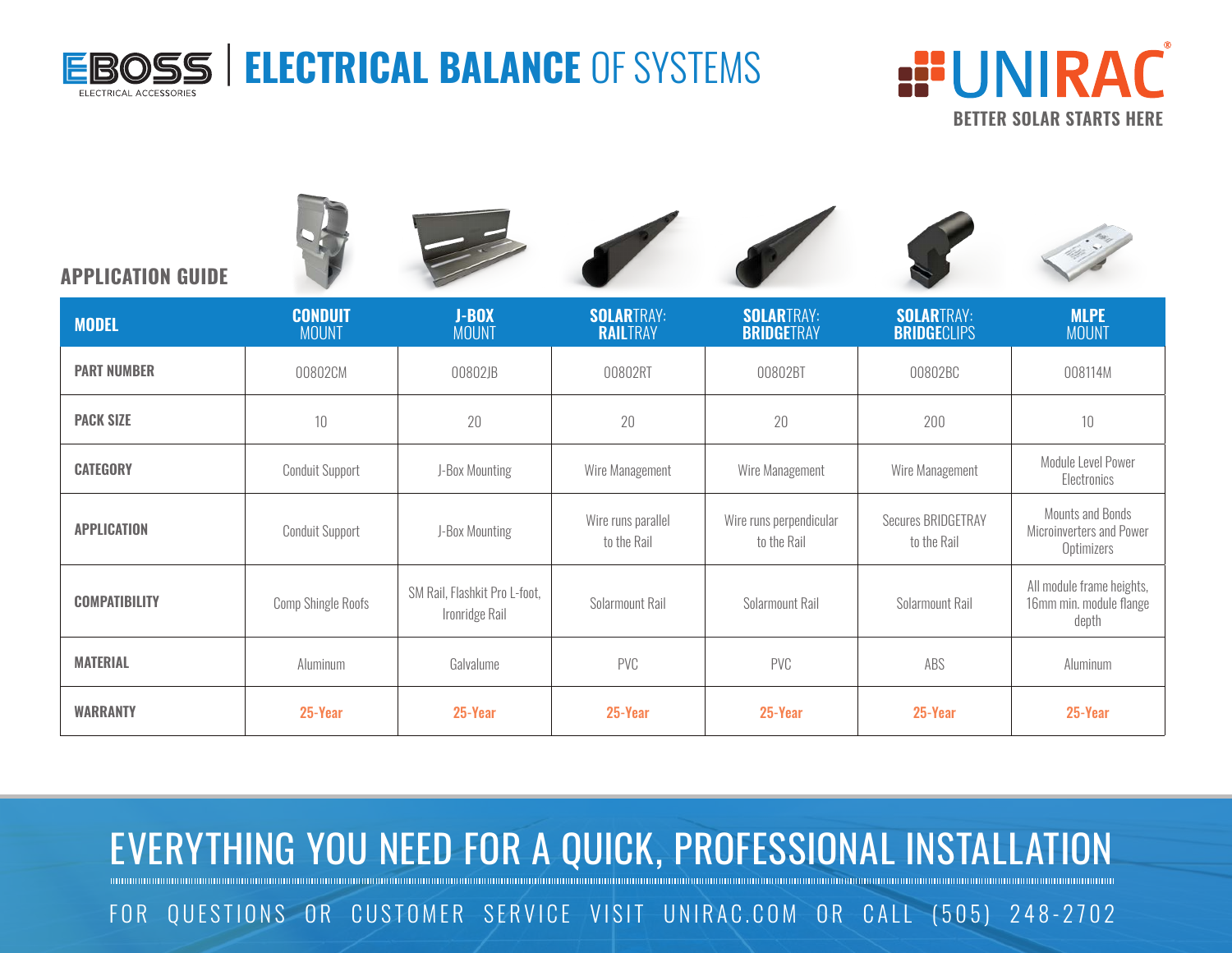EBOSS ELECTRICAL ACCESSORIES | **ELECTRICAL BALANCE** OF SYSTEMS

UNIRAC® BETTER SOLAR STARTS HERE

## APPLICATION GUIDE

| MODEL | CONDUIT MOUNT | J-BOX MOUNT | SOLARTRAY: RAILTRAY | SOLARTRAY: BRIDGETRAY | SOLARTRAY: BRIDGECLIPS | MLPE MOUNT |
|---|---|---|---|---|---|---|
| **PART NUMBER** | 00802CM | 00802JB | 00802RT | 00802BT | 00802BC | 008114M |
| **PACK SIZE** | 10 | 20 | 20 | 20 | 200 | 10 |
| **CATEGORY** | Conduit Support | J-Box Mounting | Wire Management | Wire Management | Wire Management | Module Level Power Electronics |
| **APPLICATION** | Conduit Support | J-Box Mounting | Wire runs parallel to the Rail | Wire runs perpendicular to the Rail | Secures BRIDGETRAY to the Rail | Mounts and Bonds Microinverters and Power Optimizers |
| **COMPATIBILITY** | Comp Shingle Roofs | SM Rail, Flashkit Pro L-foot, Ironridge Rail | Solarmount Rail | Solarmount Rail | Solarmount Rail | All module frame heights, 16mm min. module flange depth |
| **MATERIAL** | Aluminum | Galvalume | PVC | PVC | ABS | Aluminum |
| **WARRANTY** | 25-Year | 25-Year | 25-Year | 25-Year | 25-Year | 25-Year |

## EVERYTHING YOU NEED FOR A QUICK, PROFESSIONAL INSTALLATION

FOR QUESTIONS OR CUSTOMER SERVICE VISIT UNIRAC.COM OR CALL (505) 248-2702